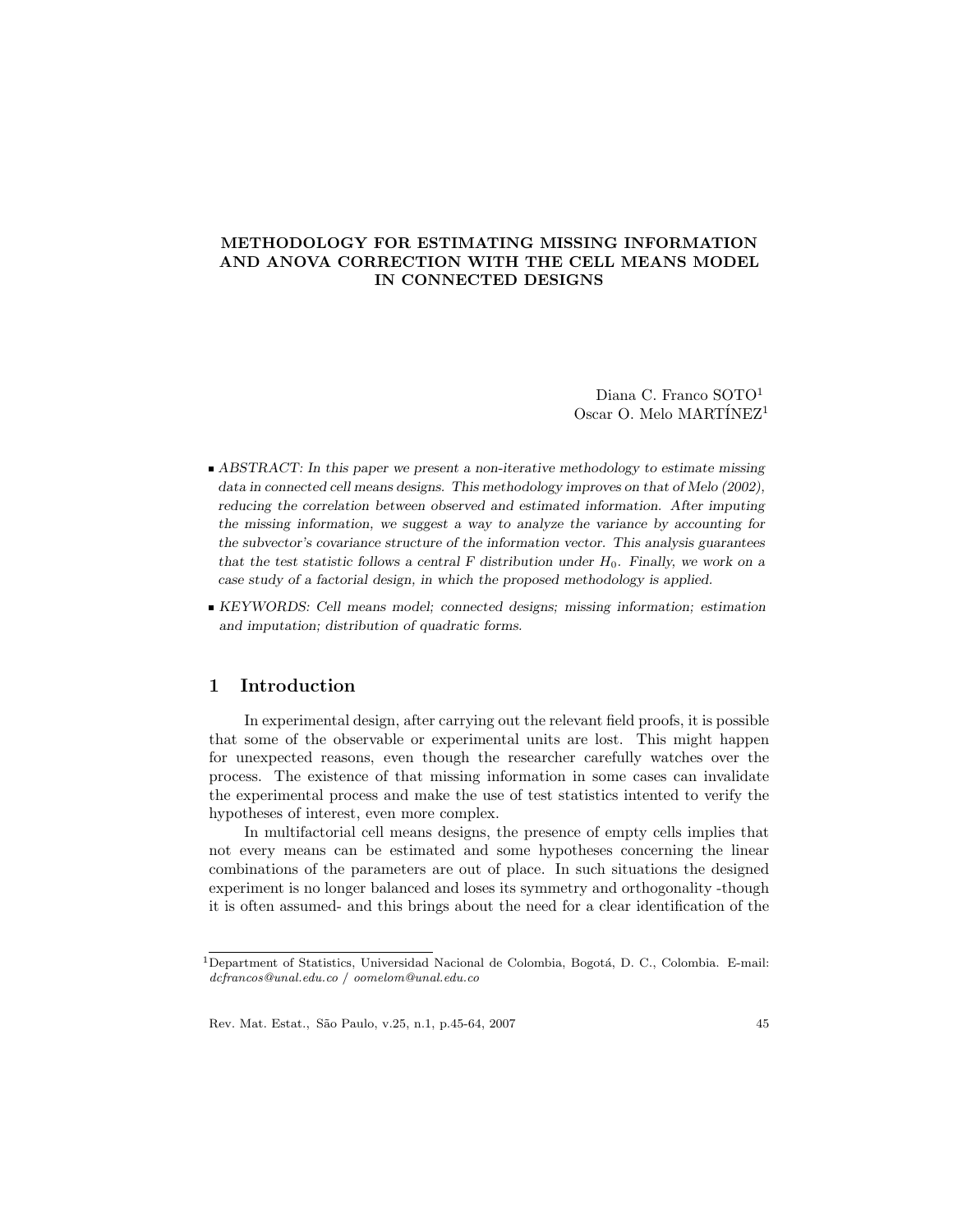# METHODOLOGY FOR ESTIMATING MISSING INFORMATION AND ANOVA CORRECTION WITH THE CELL MEANS MODEL IN CONNECTED DESIGNS

Diana C. Franco SOTO[1]  
Oscar O. Melo MARTÍNEZ[1]

- *ABSTRACT: In this paper we present a non-iterative methodology to estimate missing data in connected cell means designs. This methodology improves on that of Melo (2002), reducing the correlation between observed and estimated information. After imputing the missing information, we suggest a way to analyze the variance by accounting for the subvector's covariance structure of the information vector. This analysis guarantees that the test statistic follows a central F distribution under $H_0$. Finally, we work on a case study of a factorial design, in which the proposed methodology is applied.*

- *KEYWORDS: Cell means model; connected designs; missing information; estimation and imputation; distribution of quadratic forms.*

## 1 Introduction

In experimental design, after carrying out the relevant field proofs, it is possible that some of the observable or experimental units are lost. This might happen for unexpected reasons, even though the researcher carefully watches over the process. The existence of that missing information in some cases can invalidate the experimental process and make the use of test statistics intented to verify the hypotheses of interest, even more complex.

In multifactorial cell means designs, the presence of empty cells implies that not every means can be estimated and some hypotheses concerning the linear combinations of the parameters are out of place. In such situations the designed experiment is no longer balanced and loses its symmetry and orthogonality -though it is often assumed- and this brings about the need for a clear identification of the

[1] Department of Statistics, Universidad Nacional de Colombia, Bogotá, D. C., Colombia. E-mail: *dcfrancos@unal.edu.co* / *oomelom@unal.edu.co*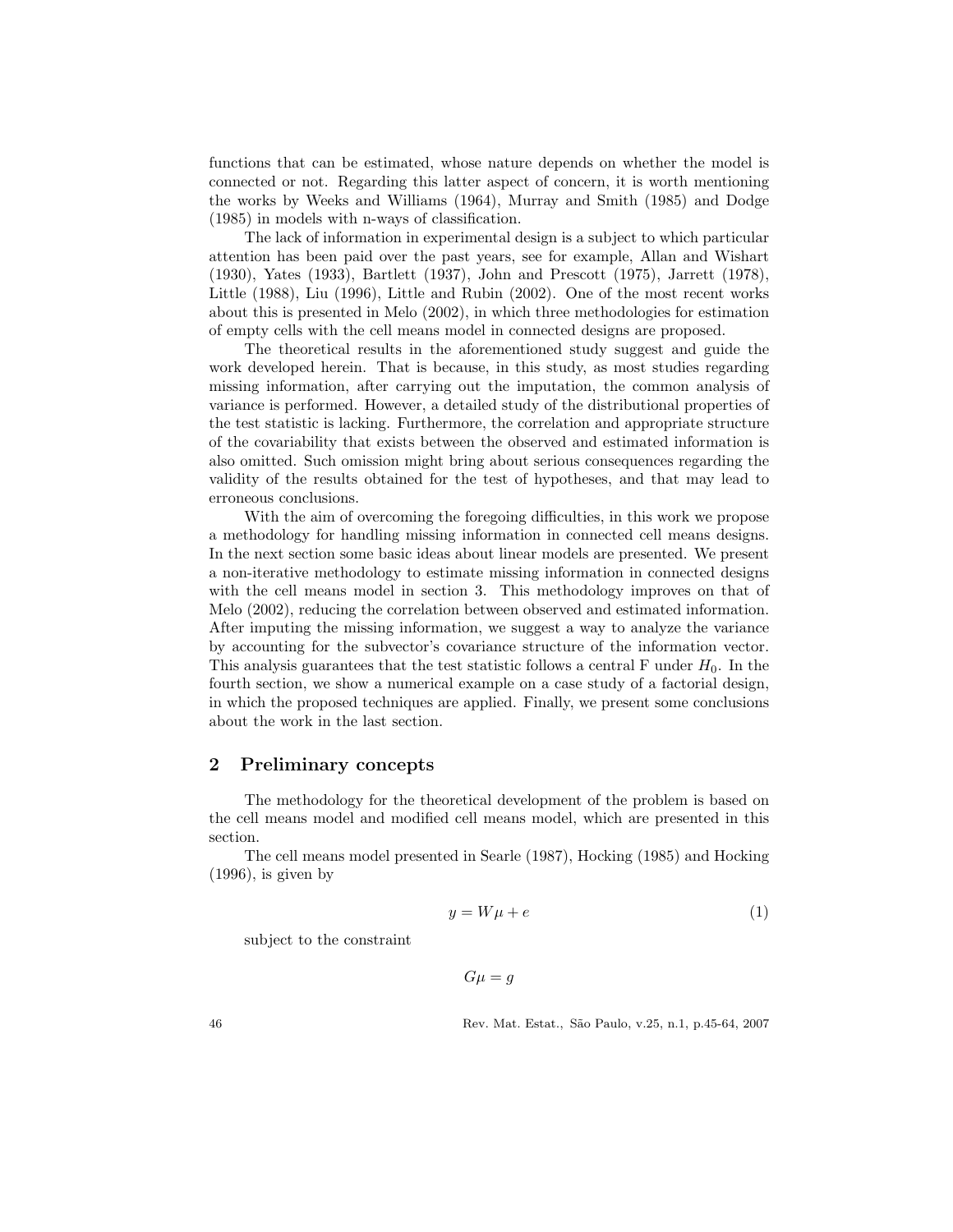functions that can be estimated, whose nature depends on whether the model is connected or not. Regarding this latter aspect of concern, it is worth mentioning the works by Weeks and Williams (1964), Murray and Smith (1985) and Dodge (1985) in models with n-ways of classification.

The lack of information in experimental design is a subject to which particular attention has been paid over the past years, see for example, Allan and Wishart (1930), Yates (1933), Bartlett (1937), John and Prescott (1975), Jarrett (1978), Little (1988), Liu (1996), Little and Rubin (2002). One of the most recent works about this is presented in Melo (2002), in which three methodologies for estimation of empty cells with the cell means model in connected designs are proposed.

The theoretical results in the aforementioned study suggest and guide the work developed herein. That is because, in this study, as most studies regarding missing information, after carrying out the imputation, the common analysis of variance is performed. However, a detailed study of the distributional properties of the test statistic is lacking. Furthermore, the correlation and appropriate structure of the covariability that exists between the observed and estimated information is also omitted. Such omission might bring about serious consequences regarding the validity of the results obtained for the test of hypotheses, and that may lead to erroneous conclusions.

With the aim of overcoming the foregoing difficulties, in this work we propose a methodology for handling missing information in connected cell means designs. In the next section some basic ideas about linear models are presented. We present a non-iterative methodology to estimate missing information in connected designs with the cell means model in section 3. This methodology improves on that of Melo (2002), reducing the correlation between observed and estimated information. After imputing the missing information, we suggest a way to analyze the variance by accounting for the subvector's covariance structure of the information vector. This analysis guarantees that the test statistic follows a central F under $H_0$. In the fourth section, we show a numerical example on a case study of a factorial design, in which the proposed techniques are applied. Finally, we present some conclusions about the work in the last section.

## 2 Preliminary concepts

The methodology for the theoretical development of the problem is based on the cell means model and modified cell means model, which are presented in this section.

The cell means model presented in Searle (1987), Hocking (1985) and Hocking (1996), is given by

$$y = W\mu + e \tag{1}$$

subject to the constraint

$$G\mu = g$$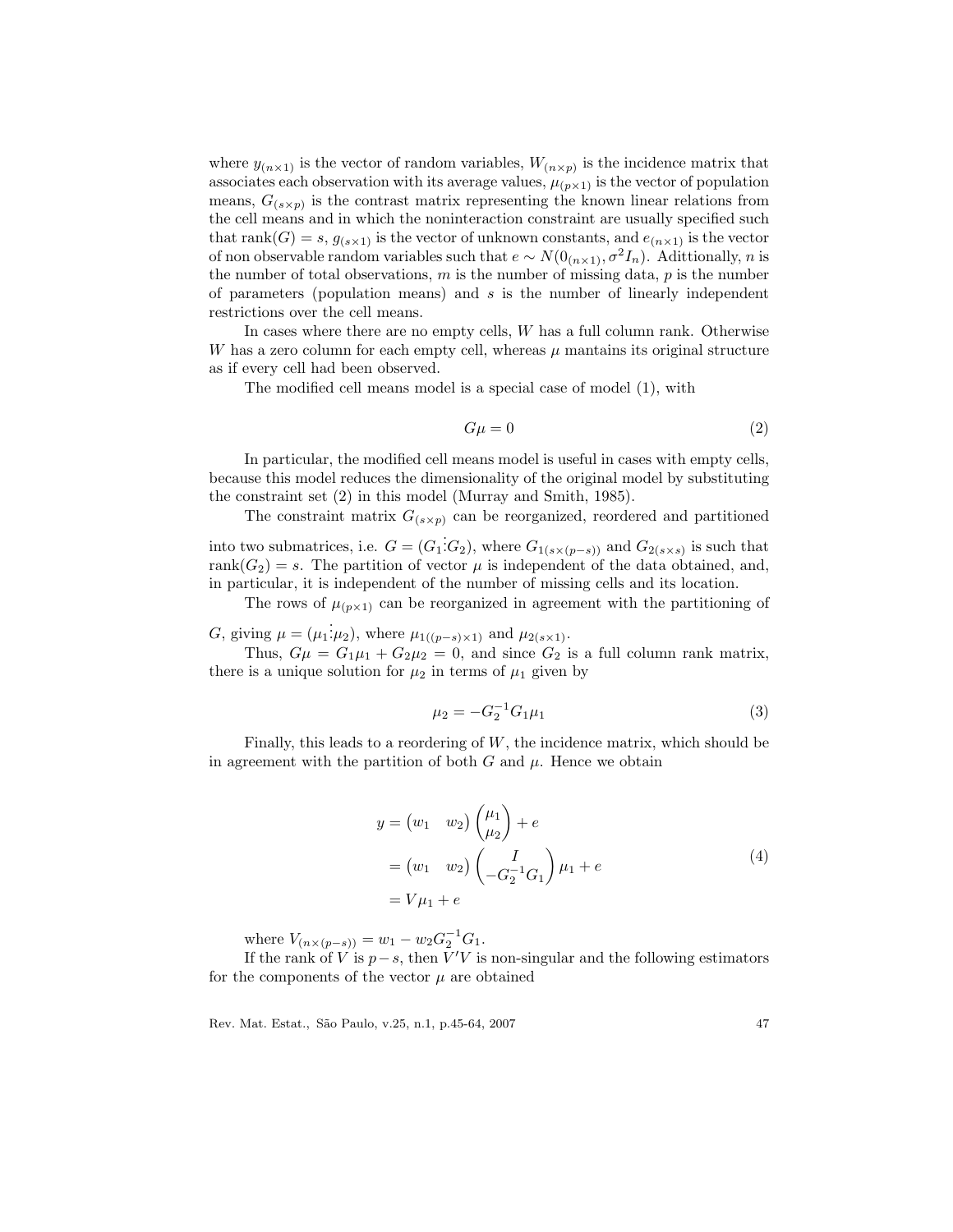where $y_{(n\times 1)}$ is the vector of random variables, $W_{(n\times p)}$ is the incidence matrix that associates each observation with its average values, $\mu_{(p\times 1)}$ is the vector of population means, $G_{(s\times p)}$ is the contrast matrix representing the known linear relations from the cell means and in which the noninteraction constraint are usually specified such that $\text{rank}(G) = s$, $g_{(s\times 1)}$ is the vector of unknown constants, and $e_{(n\times 1)}$ is the vector of non observable random variables such that $e \sim N(0_{(n\times 1)}, \sigma^2 I_n)$. Adittionally, $n$ is the number of total observations, $m$ is the number of missing data, $p$ is the number of parameters (population means) and $s$ is the number of linearly independent restrictions over the cell means.

In cases where there are no empty cells, $W$ has a full column rank. Otherwise $W$ has a zero column for each empty cell, whereas $\mu$ mantains its original structure as if every cell had been observed.

The modified cell means model is a special case of model (1), with

$$G\mu = 0 \tag{2}$$

In particular, the modified cell means model is useful in cases with empty cells, because this model reduces the dimensionality of the original model by substituting the constraint set (2) in this model (Murray and Smith, 1985).

The constraint matrix $G_{(s\times p)}$ can be reorganized, reordered and partitioned into two submatrices, i.e. $G = (G_1 \vdots G_2)$, where $G_{1(s\times(p-s))}$ and $G_{2(s\times s)}$ is such that $\text{rank}(G_2) = s$. The partition of vector $\mu$ is independent of the data obtained, and, in particular, it is independent of the number of missing cells and its location.

The rows of $\mu_{(p\times 1)}$ can be reorganized in agreement with the partitioning of $G$, giving $\mu = (\mu_1 \vdots \mu_2)$, where $\mu_{1((p-s)\times 1)}$ and $\mu_{2(s\times 1)}$.

Thus, $G\mu = G_1\mu_1 + G_2\mu_2 = 0$, and since $G_2$ is a full column rank matrix, there is a unique solution for $\mu_2$ in terms of $\mu_1$ given by

$$\mu_2 = -G_2^{-1}G_1\mu_1 \tag{3}$$

Finally, this leads to a reordering of $W$, the incidence matrix, which should be in agreement with the partition of both $G$ and $\mu$. Hence we obtain

$$\begin{aligned}
y &= \begin{pmatrix} w_1 & w_2 \end{pmatrix} \begin{pmatrix} \mu_1 \\ \mu_2 \end{pmatrix} + e \\
&= \begin{pmatrix} w_1 & w_2 \end{pmatrix} \begin{pmatrix} I \\ -G_2^{-1}G_1 \end{pmatrix} \mu_1 + e \\
&= V\mu_1 + e
\end{aligned} \tag{4}$$

where $V_{(n\times(p-s))} = w_1 - w_2 G_2^{-1} G_1$.

If the rank of $V$ is $p-s$, then $V'V$ is non-singular and the following estimators for the components of the vector $\mu$ are obtained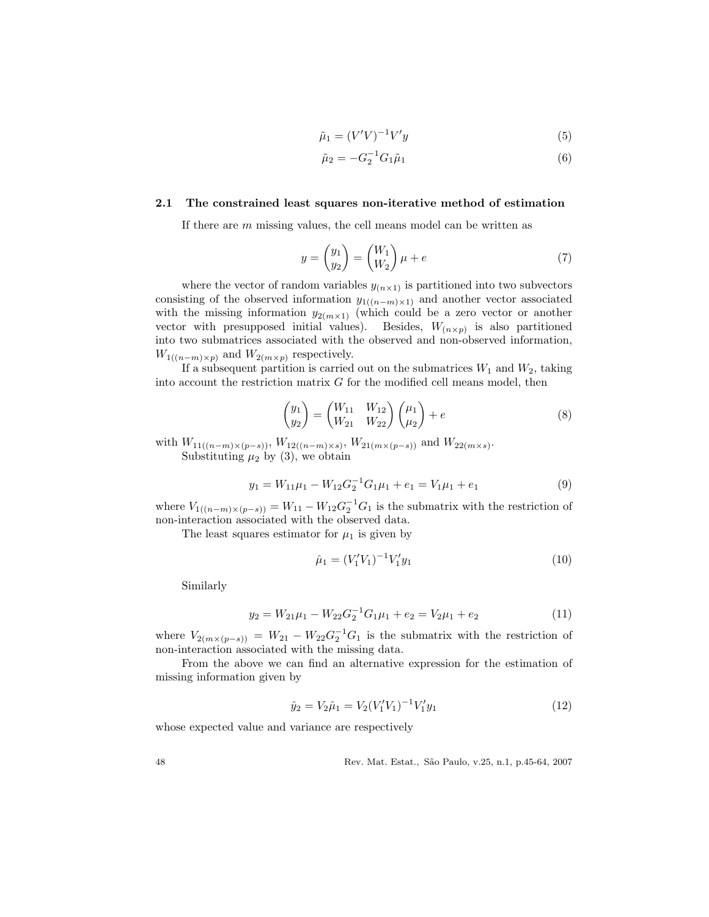$$\tilde{\mu}_1 = (V'V)^{-1}V'y \tag{5}$$

$$\tilde{\mu}_2 = -G_2^{-1}G_1\tilde{\mu}_1 \tag{6}$$

### 2.1 The constrained least squares non-iterative method of estimation

If there are $m$ missing values, the cell means model can be written as

$$y = \begin{pmatrix} y_1 \\ y_2 \end{pmatrix} = \begin{pmatrix} W_1 \\ W_2 \end{pmatrix} \mu + e \tag{7}$$

where the vector of random variables $y_{(n\times 1)}$ is partitioned into two subvectors consisting of the observed information $y_{1((n-m)\times 1)}$ and another vector associated with the missing information $y_{2(m\times 1)}$ (which could be a zero vector or another vector with presupposed initial values). Besides, $W_{(n\times p)}$ is also partitioned into two submatrices associated with the observed and non-observed information, $W_{1((n-m)\times p)}$ and $W_{2(m\times p)}$ respectively.

If a subsequent partition is carried out on the submatrices $W_1$ and $W_2$, taking into account the restriction matrix $G$ for the modified cell means model, then

$$\begin{pmatrix} y_1 \\ y_2 \end{pmatrix} = \begin{pmatrix} W_{11} & W_{12} \\ W_{21} & W_{22} \end{pmatrix} \begin{pmatrix} \mu_1 \\ \mu_2 \end{pmatrix} + e \tag{8}$$

with $W_{11((n-m)\times(p-s))}$, $W_{12((n-m)\times s)}$, $W_{21(m\times(p-s))}$ and $W_{22(m\times s)}$.

Substituting $\mu_2$ by (3), we obtain

$$y_1 = W_{11}\mu_1 - W_{12}G_2^{-1}G_1\mu_1 + e_1 = V_1\mu_1 + e_1 \tag{9}$$

where $V_{1((n-m)\times(p-s))} = W_{11} - W_{12}G_2^{-1}G_1$ is the submatrix with the restriction of non-interaction associated with the observed data.

The least squares estimator for $\mu_1$ is given by

$$\hat{\mu}_1 = (V_1'V_1)^{-1}V_1'y_1 \tag{10}$$

Similarly

$$y_2 = W_{21}\mu_1 - W_{22}G_2^{-1}G_1\mu_1 + e_2 = V_2\mu_1 + e_2 \tag{11}$$

where $V_{2(m\times(p-s))} = W_{21} - W_{22}G_2^{-1}G_1$ is the submatrix with the restriction of non-interaction associated with the missing data.

From the above we can find an alternative expression for the estimation of missing information given by

$$\hat{y}_2 = V_2\hat{\mu}_1 = V_2(V_1'V_1)^{-1}V_1'y_1 \tag{12}$$

whose expected value and variance are respectively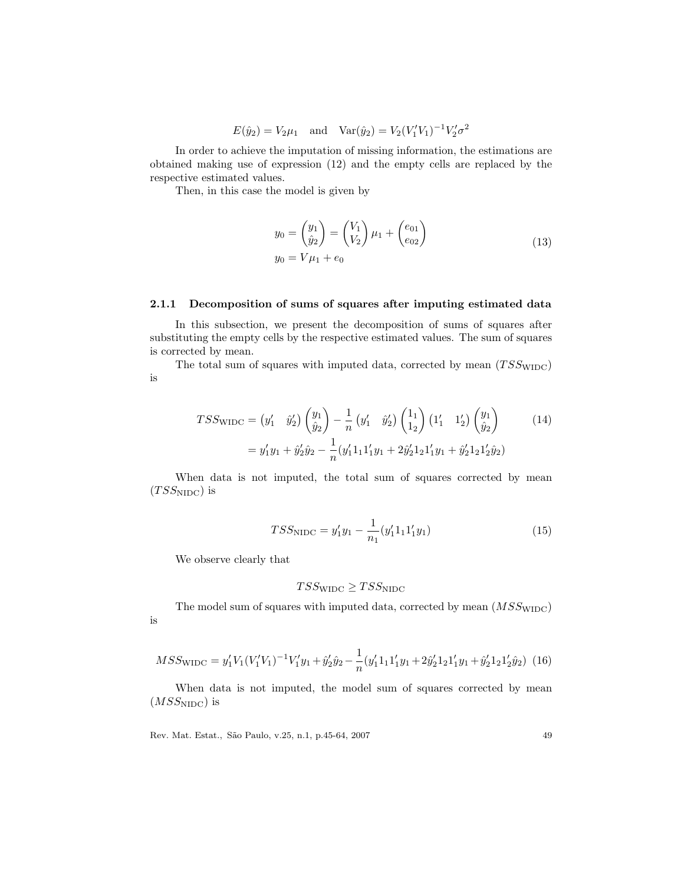$$E(\hat{y}_2) = V_2\mu_1 \quad \text{and} \quad \text{Var}(\hat{y}_2) = V_2(V_1'V_1)^{-1}V_2'\sigma^2$$

In order to achieve the imputation of missing information, the estimations are obtained making use of expression (12) and the empty cells are replaced by the respective estimated values.

Then, in this case the model is given by

$$\begin{aligned} y_0 &= \begin{pmatrix} y_1 \\ \hat{y}_2 \end{pmatrix} = \begin{pmatrix} V_1 \\ V_2 \end{pmatrix} \mu_1 + \begin{pmatrix} e_{01} \\ e_{02} \end{pmatrix} \\ y_0 &= V\mu_1 + e_0 \end{aligned} \tag{13}$$

### 2.1.1 Decomposition of sums of squares after imputing estimated data

In this subsection, we present the decomposition of sums of squares after substituting the empty cells by the respective estimated values. The sum of squares is corrected by mean.

The total sum of squares with imputed data, corrected by mean ($TSS_{\text{WIDC}}$) is

$$\begin{aligned} TSS_{\text{WIDC}} &= \begin{pmatrix} y_1' & \hat{y}_2' \end{pmatrix} \begin{pmatrix} y_1 \\ \hat{y}_2 \end{pmatrix} - \frac{1}{n} \begin{pmatrix} y_1' & \hat{y}_2' \end{pmatrix} \begin{pmatrix} 1_1 \\ 1_2 \end{pmatrix} \begin{pmatrix} 1_1' & 1_2' \end{pmatrix} \begin{pmatrix} y_1 \\ \hat{y}_2 \end{pmatrix} \\ &= y_1'y_1 + \hat{y}_2'\hat{y}_2 - \frac{1}{n}(y_1'1_11_1'y_1 + 2\hat{y}_2'1_21_1'y_1 + \hat{y}_2'1_21_2'\hat{y}_2) \end{aligned} \tag{14}$$

When data is not imputed, the total sum of squares corrected by mean ($TSS_{\text{NIDC}}$) is

$$TSS_{\text{NIDC}} = y_1'y_1 - \frac{1}{n_1}(y_1'1_11_1'y_1) \tag{15}$$

We observe clearly that

$$TSS_{\text{WIDC}} \geq TSS_{\text{NIDC}}$$

The model sum of squares with imputed data, corrected by mean ($MSS_{\text{WIDC}}$) is

$$MSS_{\text{WIDC}} = y_1'V_1(V_1'V_1)^{-1}V_1'y_1 + \hat{y}_2'\hat{y}_2 - \frac{1}{n}(y_1'1_11_1'y_1 + 2\hat{y}_2'1_21_1'y_1 + \hat{y}_2'1_21_2'\hat{y}_2) \tag{16}$$

When data is not imputed, the model sum of squares corrected by mean ($MSS_{\text{NIDC}}$) is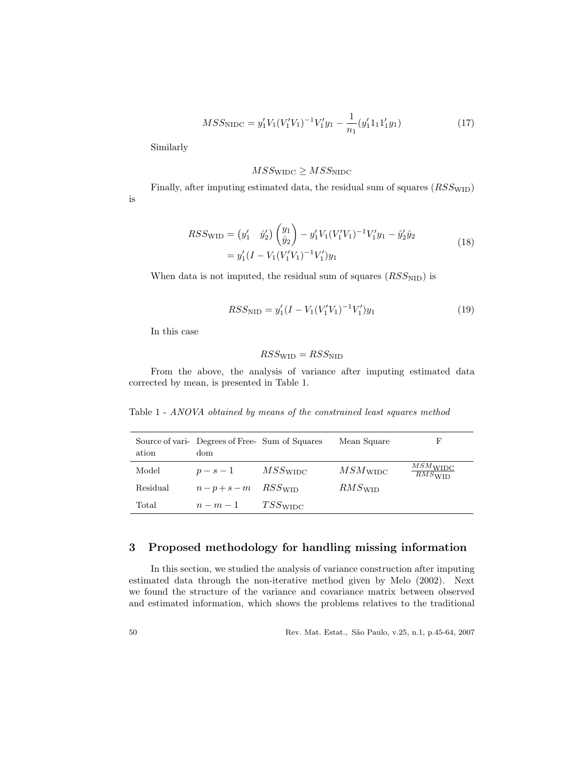$$MSS_{\text{NIDC}} = y_1' V_1 (V_1' V_1)^{-1} V_1' y_1 - \frac{1}{n_1}(y_1' 1_1 1_1' y_1) \tag{17}$$

Similarly

$$MSS_{\text{WIDC}} \geq MSS_{\text{NIDC}}$$

Finally, after imputing estimated data, the residual sum of squares ($RSS_{\text{WID}}$) is

$$\begin{aligned} RSS_{\text{WID}} &= \begin{pmatrix} y_1' & \hat{y}_2' \end{pmatrix} \begin{pmatrix} y_1 \\ \hat{y}_2 \end{pmatrix} - y_1' V_1 (V_1' V_1)^{-1} V_1' y_1 - \hat{y}_2' \hat{y}_2 \\ &= y_1' (I - V_1 (V_1' V_1)^{-1} V_1') y_1 \end{aligned} \tag{18}$$

When data is not imputed, the residual sum of squares ($RSS_{\text{NID}}$) is

$$RSS_{\text{NID}} = y_1' (I - V_1 (V_1' V_1)^{-1} V_1') y_1 \tag{19}$$

In this case

$$RSS_{\text{WID}} = RSS_{\text{NID}}$$

From the above, the analysis of variance after imputing estimated data corrected by mean, is presented in Table 1.

Table 1 - *ANOVA obtained by means of the constrained least squares method*

| Source of variation | Degrees of Freedom | Sum of Squares | Mean Square | F |
|---|---|---|---|---|
| Model | $p - s - 1$ | $MSS_{\text{WIDC}}$ | $MSM_{\text{WIDC}}$ | $\frac{MSM_{\text{WIDC}}}{RMS_{\text{WID}}}$ |
| Residual | $n - p + s - m$ | $RSS_{\text{WID}}$ | $RMS_{\text{WID}}$ | |
| Total | $n - m - 1$ | $TSS_{\text{WIDC}}$ | | |

## 3 Proposed methodology for handling missing information

In this section, we studied the analysis of variance construction after imputing estimated data through the non-iterative method given by Melo (2002). Next we found the structure of the variance and covariance matrix between observed and estimated information, which shows the problems relatives to the traditional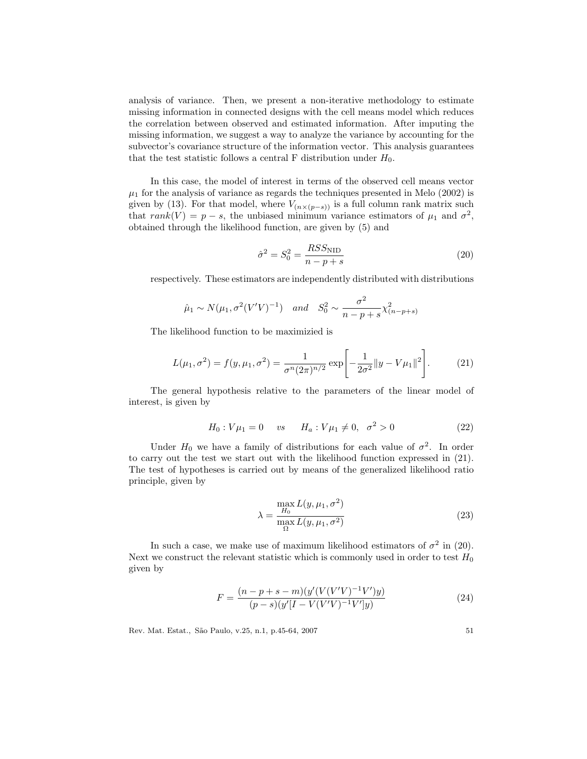analysis of variance. Then, we present a non-iterative methodology to estimate missing information in connected designs with the cell means model which reduces the correlation between observed and estimated information. After imputing the missing information, we suggest a way to analyze the variance by accounting for the subvector's covariance structure of the information vector. This analysis guarantees that the test statistic follows a central F distribution under $H_0$.

In this case, the model of interest in terms of the observed cell means vector $\mu_1$ for the analysis of variance as regards the techniques presented in Melo (2002) is given by (13). For that model, where $V_{(n\times(p-s))}$ is a full column rank matrix such that $rank(V) = p - s$, the unbiased minimum variance estimators of $\mu_1$ and $\sigma^2$, obtained through the likelihood function, are given by (5) and

$$\hat{\sigma}^2 = S_0^2 = \frac{RSS_{\text{NID}}}{n - p + s} \tag{20}$$

respectively. These estimators are independently distributed with distributions

$$\hat{\mu}_1 \sim N(\mu_1, \sigma^2(V'V)^{-1}) \quad and \quad S_0^2 \sim \frac{\sigma^2}{n-p+s}\chi^2_{(n-p+s)}$$

The likelihood function to be maximizied is

$$L(\mu_1, \sigma^2) = f(y, \mu_1, \sigma^2) = \frac{1}{\sigma^n (2\pi)^{n/2}} \exp\left[-\frac{1}{2\sigma^2}\|y - V\mu_1\|^2\right]. \tag{21}$$

The general hypothesis relative to the parameters of the linear model of interest, is given by

$$H_0 : V\mu_1 = 0 \quad vs \quad H_a : V\mu_1 \neq 0, \quad \sigma^2 > 0 \tag{22}$$

Under $H_0$ we have a family of distributions for each value of $\sigma^2$. In order to carry out the test we start out with the likelihood function expressed in (21). The test of hypotheses is carried out by means of the generalized likelihood ratio principle, given by

$$\lambda = \frac{\max\limits_{H_0} L(y, \mu_1, \sigma^2)}{\max\limits_{\Omega} L(y, \mu_1, \sigma^2)} \tag{23}$$

In such a case, we make use of maximum likelihood estimators of $\sigma^2$ in (20). Next we construct the relevant statistic which is commonly used in order to test $H_0$ given by

$$F = \frac{(n - p + s - m)(y'(V(V'V)^{-1}V')y)}{(p - s)(y'[I - V(V'V)^{-1}V']y)} \tag{24}$$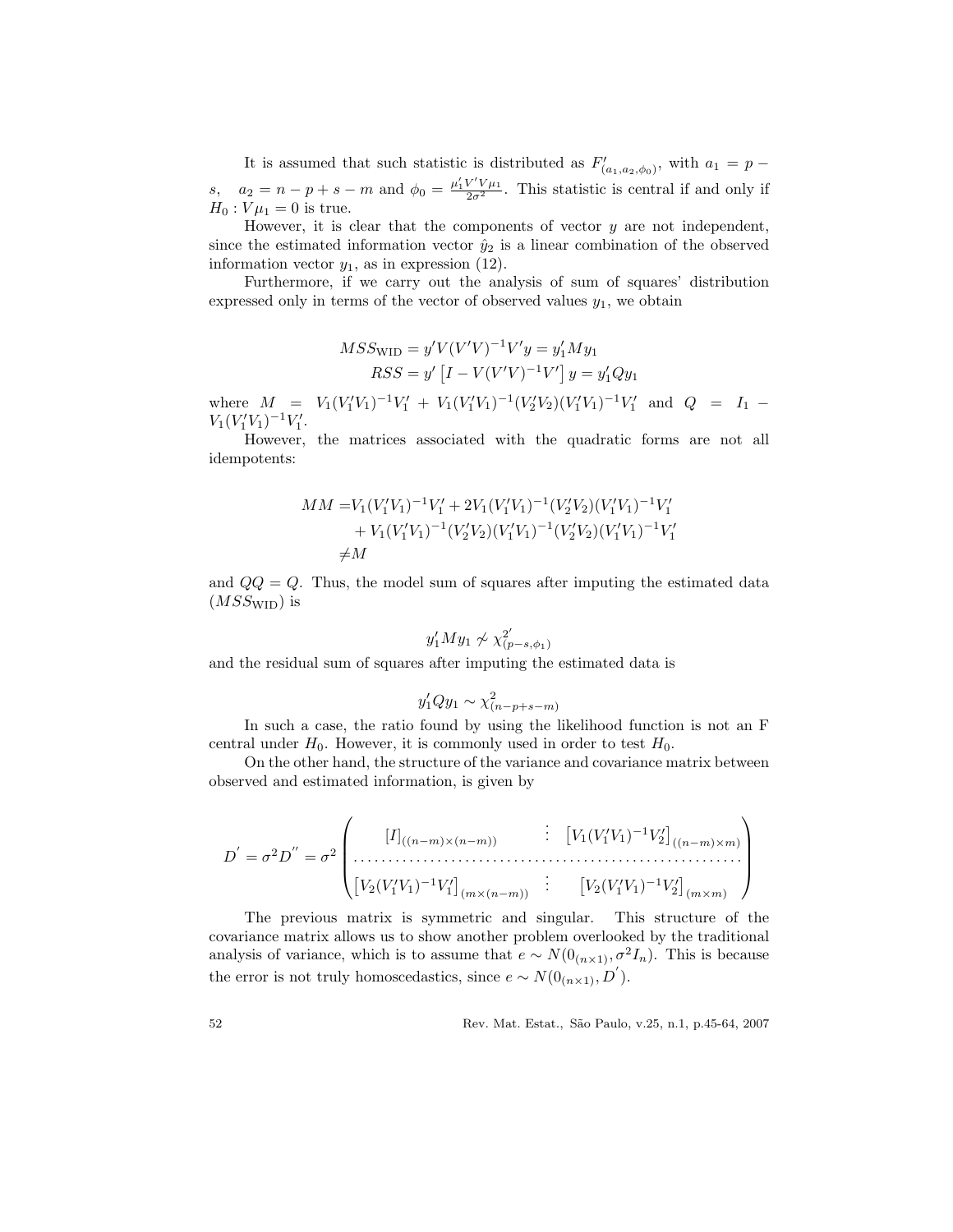It is assumed that such statistic is distributed as $F'_{(a_1,a_2,\phi_0)}$, with $a_1 = p - s$, $a_2 = n - p + s - m$ and $\phi_0 = \frac{\mu_1' V' V \mu_1}{2\sigma^2}$. This statistic is central if and only if $H_0 : V\mu_1 = 0$ is true.

However, it is clear that the components of vector $y$ are not independent, since the estimated information vector $\hat{y}_2$ is a linear combination of the observed information vector $y_1$, as in expression (12).

Furthermore, if we carry out the analysis of sum of squares' distribution expressed only in terms of the vector of observed values $y_1$, we obtain

$$MSS_{\text{WID}} = y'V(V'V)^{-1}V'y = y_1' M y_1$$
$$RSS = y'\left[I - V(V'V)^{-1}V'\right] y = y_1' Q y_1$$

where $M = V_1(V_1'V_1)^{-1}V_1' + V_1(V_1'V_1)^{-1}(V_2'V_2)(V_1'V_1)^{-1}V_1'$ and $Q = I_1 - V_1(V_1'V_1)^{-1}V_1'$.

However, the matrices associated with the quadratic forms are not all idempotents:

$$\begin{aligned} MM =& V_1(V_1'V_1)^{-1}V_1' + 2V_1(V_1'V_1)^{-1}(V_2'V_2)(V_1'V_1)^{-1}V_1' \\ &+ V_1(V_1'V_1)^{-1}(V_2'V_2)(V_1'V_1)^{-1}(V_2'V_2)(V_1'V_1)^{-1}V_1' \\ \neq& M \end{aligned}$$

and $QQ = Q$. Thus, the model sum of squares after imputing the estimated data ($MSS_{\text{WID}}$) is

$$y_1' M y_1 \nsim \chi^{2'}_{(p-s,\phi_1)}$$

and the residual sum of squares after imputing the estimated data is

$$y_1' Q y_1 \sim \chi^2_{(n-p+s-m)}$$

In such a case, the ratio found by using the likelihood function is not an F central under $H_0$. However, it is commonly used in order to test $H_0$.

On the other hand, the structure of the variance and covariance matrix between observed and estimated information, is given by

$$D' = \sigma^2 D'' = \sigma^2 \begin{pmatrix} [I]_{((n-m)\times(n-m))} & \vdots & \left[V_1(V_1'V_1)^{-1}V_2'\right]_{((n-m)\times m)} \\ \cdots\cdots\cdots & \cdots & \cdots\cdots\cdots \\ \left[V_2(V_1'V_1)^{-1}V_1'\right]_{(m\times(n-m))} & \vdots & \left[V_2(V_1'V_1)^{-1}V_2'\right]_{(m\times m)} \end{pmatrix}$$

The previous matrix is symmetric and singular. This structure of the covariance matrix allows us to show another problem overlooked by the traditional analysis of variance, which is to assume that $e \sim N(0_{(n\times 1)}, \sigma^2 I_n)$. This is because the error is not truly homoscedastics, since $e \sim N(0_{(n\times 1)}, D')$.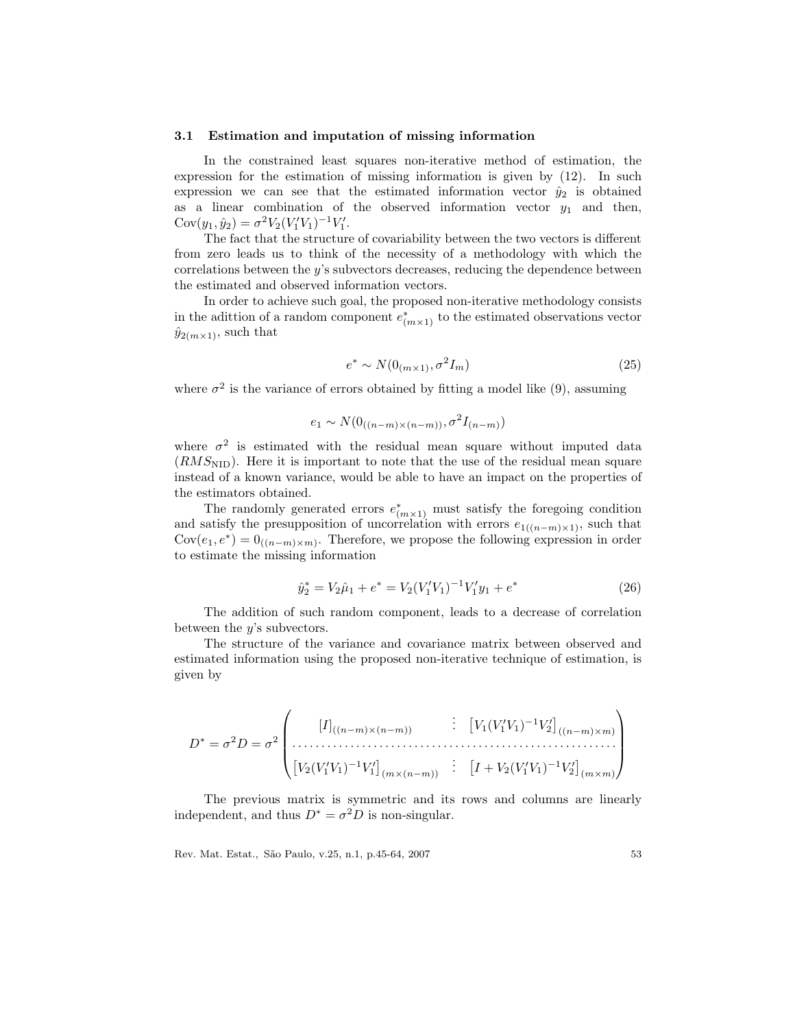### 3.1 Estimation and imputation of missing information

In the constrained least squares non-iterative method of estimation, the expression for the estimation of missing information is given by (12). In such expression we can see that the estimated information vector $\hat{y}_2$ is obtained as a linear combination of the observed information vector $y_1$ and then, $\text{Cov}(y_1, \hat{y}_2) = \sigma^2 V_2(V_1'V_1)^{-1}V_1'$.

The fact that the structure of covariability between the two vectors is different from zero leads us to think of the necessity of a methodology with which the correlations between the $y$'s subvectors decreases, reducing the dependence between the estimated and observed information vectors.

In order to achieve such goal, the proposed non-iterative methodology consists in the adittion of a random component $e^*_{(m\times 1)}$ to the estimated observations vector $\hat{y}_{2(m\times 1)}$, such that

$$e^* \sim N(0_{(m\times 1)}, \sigma^2 I_m) \tag{25}$$

where $\sigma^2$ is the variance of errors obtained by fitting a model like (9), assuming

$$e_1 \sim N(0_{((n-m)\times(n-m))}, \sigma^2 I_{(n-m)})$$

where $\sigma^2$ is estimated with the residual mean square without imputed data ($RMS_{\text{NID}}$). Here it is important to note that the use of the residual mean square instead of a known variance, would be able to have an impact on the properties of the estimators obtained.

The randomly generated errors $e^*_{(m\times 1)}$ must satisfy the foregoing condition and satisfy the presupposition of uncorrelation with errors $e_{1((n-m)\times 1)}$, such that $\text{Cov}(e_1, e^*) = 0_{((n-m)\times m)}$. Therefore, we propose the following expression in order to estimate the missing information

$$\hat{y}_2^* = V_2\hat{\mu}_1 + e^* = V_2(V_1'V_1)^{-1}V_1'y_1 + e^* \tag{26}$$

The addition of such random component, leads to a decrease of correlation between the $y$'s subvectors.

The structure of the variance and covariance matrix between observed and estimated information using the proposed non-iterative technique of estimation, is given by

$$D^* = \sigma^2 D = \sigma^2 \begin{pmatrix} [I]_{((n-m)\times(n-m))} & \vdots & \left[V_1(V_1'V_1)^{-1}V_2'\right]_{((n-m)\times m)} \\ \cdots\cdots\cdots\cdots\cdots & & \cdots\cdots\cdots\cdots\cdots \\ \left[V_2(V_1'V_1)^{-1}V_1'\right]_{(m\times(n-m))} & \vdots & \left[I + V_2(V_1'V_1)^{-1}V_2'\right]_{(m\times m)} \end{pmatrix}$$

The previous matrix is symmetric and its rows and columns are linearly independent, and thus $D^* = \sigma^2 D$ is non-singular.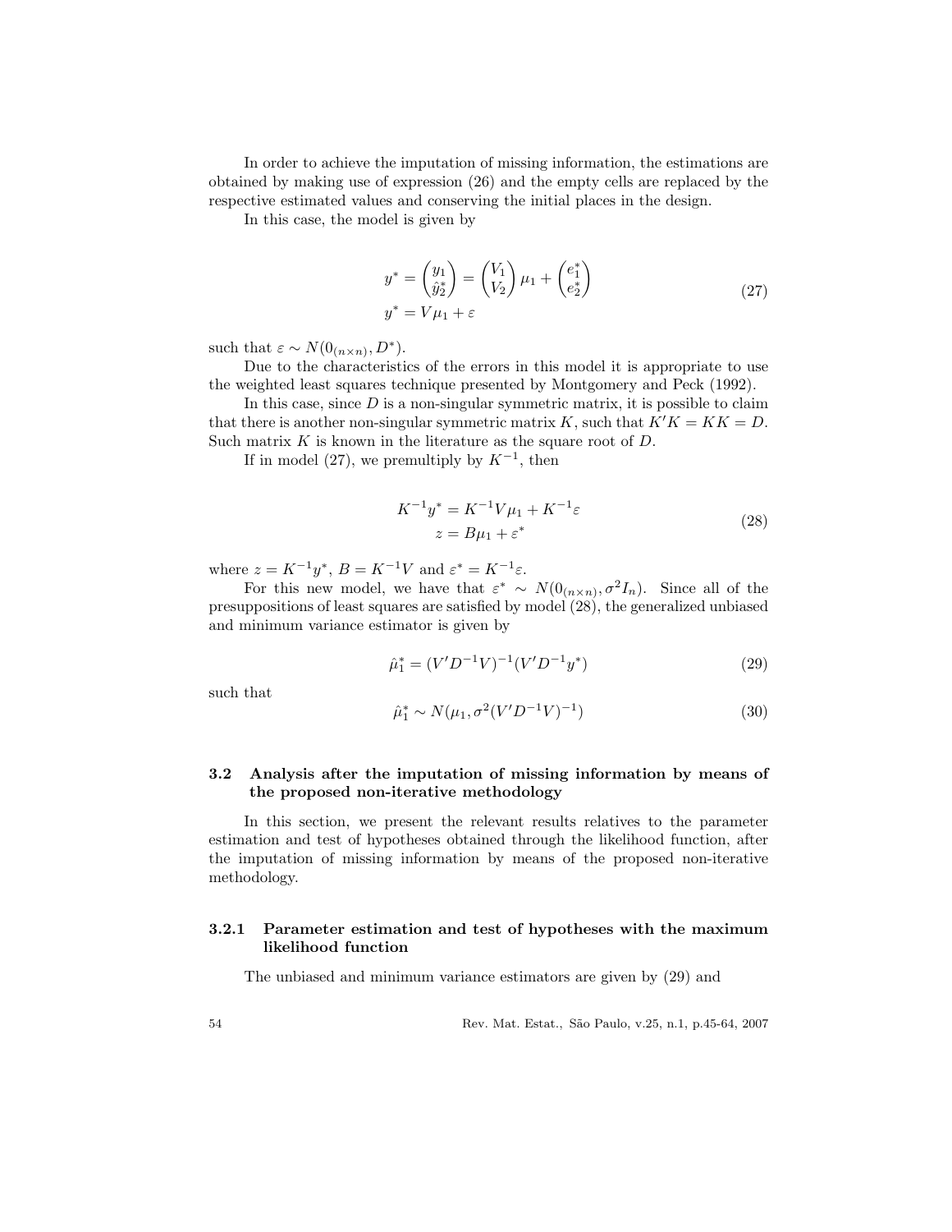In order to achieve the imputation of missing information, the estimations are obtained by making use of expression (26) and the empty cells are replaced by the respective estimated values and conserving the initial places in the design.

In this case, the model is given by

$$
\begin{aligned}
y^* = \begin{pmatrix} y_1 \\ \hat{y}_2^* \end{pmatrix} &= \begin{pmatrix} V_1 \\ V_2 \end{pmatrix} \mu_1 + \begin{pmatrix} e_1^* \\ e_2^* \end{pmatrix} \\
y^* &= V\mu_1 + \varepsilon
\end{aligned}
\tag{27}
$$

such that $\varepsilon \sim N(0_{(n\times n)}, D^*)$.

Due to the characteristics of the errors in this model it is appropriate to use the weighted least squares technique presented by Montgomery and Peck (1992).

In this case, since $D$ is a non-singular symmetric matrix, it is possible to claim that there is another non-singular symmetric matrix $K$, such that $K'K = KK = D$. Such matrix $K$ is known in the literature as the square root of $D$.

If in model (27), we premultiply by $K^{-1}$, then

$$
\begin{aligned}
K^{-1}y^* &= K^{-1}V\mu_1 + K^{-1}\varepsilon \\
z &= B\mu_1 + \varepsilon^*
\end{aligned}
\tag{28}
$$

where $z = K^{-1}y^*$, $B = K^{-1}V$ and $\varepsilon^* = K^{-1}\varepsilon$.

For this new model, we have that $\varepsilon^* \sim N(0_{(n\times n)}, \sigma^2 I_n)$. Since all of the presuppositions of least squares are satisfied by model (28), the generalized unbiased and minimum variance estimator is given by

$$
\hat{\mu}_1^* = (V'D^{-1}V)^{-1}(V'D^{-1}y^*) \tag{29}
$$

such that

$$
\hat{\mu}_1^* \sim N(\mu_1, \sigma^2(V'D^{-1}V)^{-1}) \tag{30}
$$

### 3.2 Analysis after the imputation of missing information by means of the proposed non-iterative methodology

In this section, we present the relevant results relatives to the parameter estimation and test of hypotheses obtained through the likelihood function, after the imputation of missing information by means of the proposed non-iterative methodology.

#### 3.2.1 Parameter estimation and test of hypotheses with the maximum likelihood function

The unbiased and minimum variance estimators are given by (29) and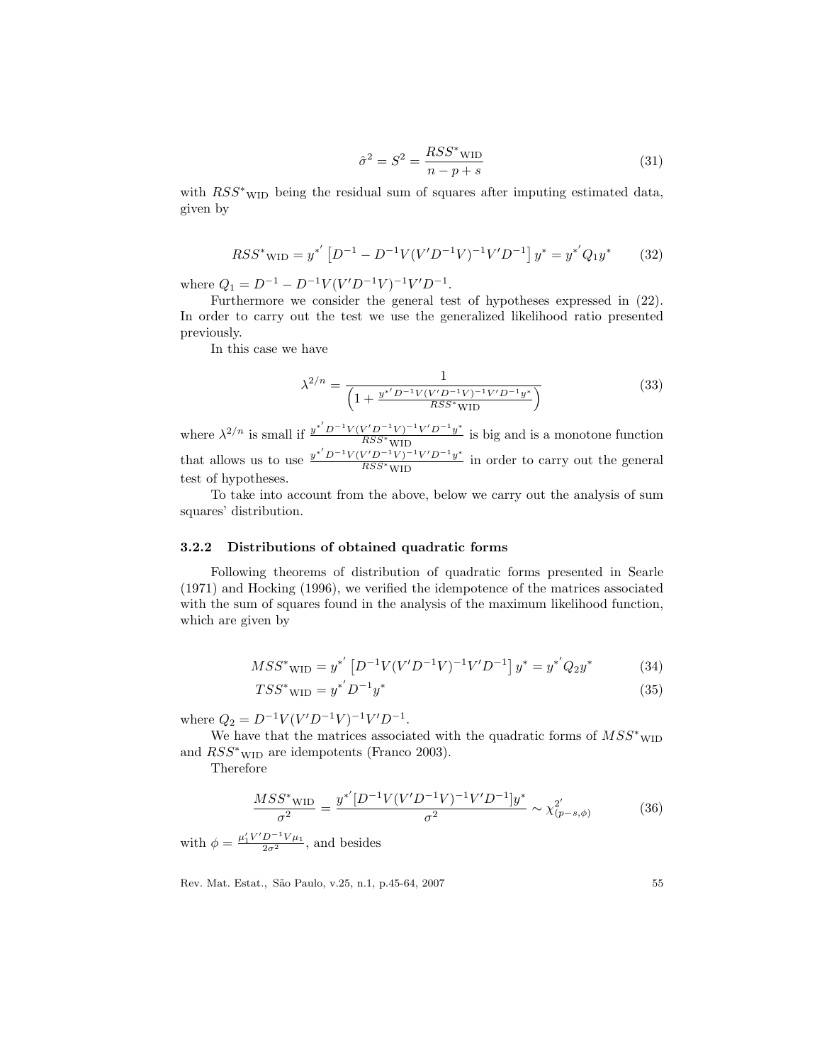$$\hat{\sigma}^2 = S^2 = \frac{RSS^*_{\text{WID}}}{n - p + s} \tag{31}$$

with $RSS^*_{\text{WID}}$ being the residual sum of squares after imputing estimated data, given by

$$RSS^*_{\text{WID}} = y^{*'} \left[ D^{-1} - D^{-1} V (V' D^{-1} V)^{-1} V' D^{-1} \right] y^* = y^{*'} Q_1 y^* \tag{32}$$

where $Q_1 = D^{-1} - D^{-1} V (V' D^{-1} V)^{-1} V' D^{-1}$.

Furthermore we consider the general test of hypotheses expressed in (22). In order to carry out the test we use the generalized likelihood ratio presented previously.

In this case we have

$$\lambda^{2/n} = \frac{1}{\left( 1 + \frac{y^{*'} D^{-1} V (V' D^{-1} V)^{-1} V' D^{-1} y^*}{RSS^*_{\text{WID}}} \right)} \tag{33}$$

where $\lambda^{2/n}$ is small if $\frac{y^{*'} D^{-1} V (V' D^{-1} V)^{-1} V' D^{-1} y^*}{RSS^*_{\text{WID}}}$ is big and is a monotone function that allows us to use $\frac{y^{*'} D^{-1} V (V' D^{-1} V)^{-1} V' D^{-1} y^*}{RSS^*_{\text{WID}}}$ in order to carry out the general test of hypotheses.

To take into account from the above, below we carry out the analysis of sum squares' distribution.

### 3.2.2 Distributions of obtained quadratic forms

Following theorems of distribution of quadratic forms presented in Searle (1971) and Hocking (1996), we verified the idempotence of the matrices associated with the sum of squares found in the analysis of the maximum likelihood function, which are given by

$$MSS^*_{\text{WID}} = y^{*'} \left[ D^{-1} V (V' D^{-1} V)^{-1} V' D^{-1} \right] y^* = y^{*'} Q_2 y^* \tag{34}$$

$$TSS^*_{\text{WID}} = y^{*'} D^{-1} y^* \tag{35}$$

where $Q_2 = D^{-1} V (V' D^{-1} V)^{-1} V' D^{-1}$.

We have that the matrices associated with the quadratic forms of $MSS^*_{\text{WID}}$ and $RSS^*_{\text{WID}}$ are idempotents (Franco 2003).

Therefore

$$\frac{MSS^*_{\text{WID}}}{\sigma^2} = \frac{y^{*'} [D^{-1} V (V' D^{-1} V)^{-1} V' D^{-1}] y^*}{\sigma^2} \sim \chi^{2'}_{(p-s, \phi)} \tag{36}$$

with $\phi = \frac{\mu_1' V' D^{-1} V \mu_1}{2\sigma^2}$, and besides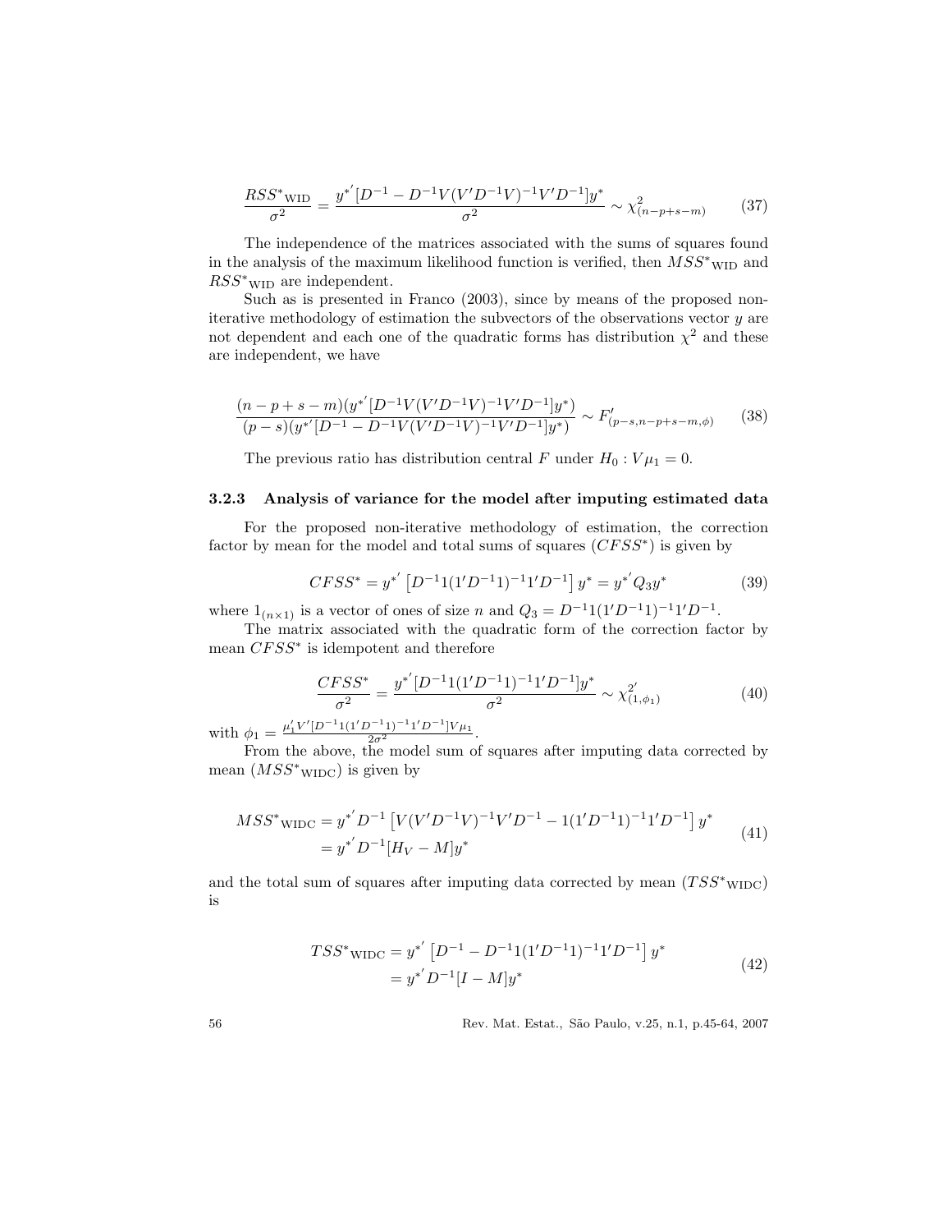$$\frac{RSS^*{}_{\text{WID}}}{\sigma^2} = \frac{y^{*'}[D^{-1} - D^{-1}V(V'D^{-1}V)^{-1}V'D^{-1}]y^*}{\sigma^2} \sim \chi^2_{(n-p+s-m)} \tag{37}$$

The independence of the matrices associated with the sums of squares found in the analysis of the maximum likelihood function is verified, then $MSS^*{}_{\text{WID}}$ and $RSS^*{}_{\text{WID}}$ are independent.

Such as is presented in Franco (2003), since by means of the proposed non-iterative methodology of estimation the subvectors of the observations vector $y$ are not dependent and each one of the quadratic forms has distribution $\chi^2$ and these are independent, we have

$$\frac{(n-p+s-m)(y^{*'}[D^{-1}V(V'D^{-1}V)^{-1}V'D^{-1}]y^*)}{(p-s)(y^{*'}[D^{-1} - D^{-1}V(V'D^{-1}V)^{-1}V'D^{-1}]y^*)} \sim F'_{(p-s,n-p+s-m,\phi)} \tag{38}$$

The previous ratio has distribution central $F$ under $H_0 : V\mu_1 = 0$.

### 3.2.3 Analysis of variance for the model after imputing estimated data

For the proposed non-iterative methodology of estimation, the correction factor by mean for the model and total sums of squares ($CFSS^*$) is given by

$$CFSS^* = y^{*'}\left[D^{-1}1(1'D^{-1}1)^{-1}1'D^{-1}\right]y^* = y^{*'}Q_3 y^* \tag{39}$$

where $1_{(n\times 1)}$ is a vector of ones of size $n$ and $Q_3 = D^{-1}1(1'D^{-1}1)^{-1}1'D^{-1}$.

The matrix associated with the quadratic form of the correction factor by mean $CFSS^*$ is idempotent and therefore

$$\frac{CFSS^*}{\sigma^2} = \frac{y^{*'}[D^{-1}1(1'D^{-1}1)^{-1}1'D^{-1}]y^*}{\sigma^2} \sim \chi^{2'}_{(1,\phi_1)} \tag{40}$$

with $\phi_1 = \frac{\mu_1' V'[D^{-1}1(1'D^{-1}1)^{-1}1'D^{-1}]V\mu_1}{2\sigma^2}$.

From the above, the model sum of squares after imputing data corrected by mean ($MSS^*{}_{\text{WIDC}}$) is given by

$$\begin{aligned} MSS^*{}_{\text{WIDC}} &= y^{*'}D^{-1}\left[V(V'D^{-1}V)^{-1}V'D^{-1} - 1(1'D^{-1}1)^{-1}1'D^{-1}\right]y^* \\ &= y^{*'}D^{-1}[H_V - M]y^* \end{aligned} \tag{41}$$

and the total sum of squares after imputing data corrected by mean ($TSS^*{}_{\text{WIDC}}$) is

$$\begin{aligned} TSS^*{}_{\text{WIDC}} &= y^{*'}\left[D^{-1} - D^{-1}1(1'D^{-1}1)^{-1}1'D^{-1}\right]y^* \\ &= y^{*'}D^{-1}[I - M]y^* \end{aligned} \tag{42}$$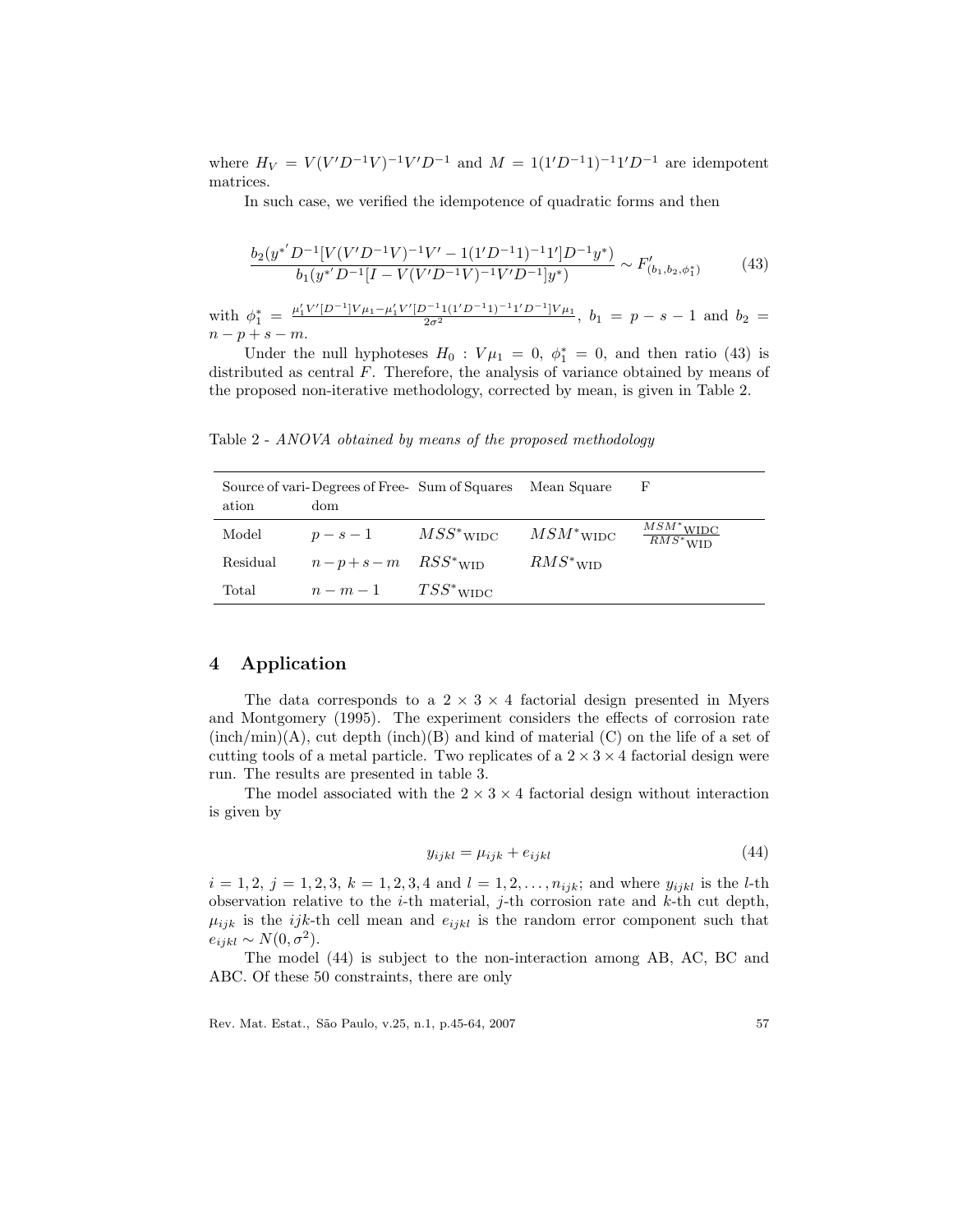where $H_V = V(V'D^{-1}V)^{-1}V'D^{-1}$ and $M = 1(1'D^{-1}1)^{-1}1'D^{-1}$ are idempotent matrices.

In such case, we verified the idempotence of quadratic forms and then

$$\frac{b_2(y^{*'}D^{-1}[V(V'D^{-1}V)^{-1}V' - 1(1'D^{-1}1)^{-1}1']D^{-1}y^*)}{b_1(y^{*'}D^{-1}[I - V(V'D^{-1}V)^{-1}V'D^{-1}]y^*)} \sim F'_{(b_1,b_2,\phi_1^*)} \tag{43}$$

with $\phi_1^* = \frac{\mu_1'V'[D^{-1}]V\mu_1 - \mu_1'V'[D^{-1}1(1'D^{-1}1)^{-1}1'D^{-1}]V\mu_1}{2\sigma^2}$, $b_1 = p - s - 1$ and $b_2 = n - p + s - m$.

Under the null hyphoteses $H_0 : V\mu_1 = 0$, $\phi_1^* = 0$, and then ratio (43) is distributed as central $F$. Therefore, the analysis of variance obtained by means of the proposed non-iterative methodology, corrected by mean, is given in Table 2.

Table 2 - *ANOVA obtained by means of the proposed methodology*

| Source of variation | Degrees of Freedom | Sum of Squares | Mean Square | F |
|---|---|---|---|---|
| Model | $p - s - 1$ | $MSS^*{}_{\text{WIDC}}$ | $MSM^*{}_{\text{WIDC}}$ | $\frac{MSM^*{}_{\text{WIDC}}}{RMS^*{}_{\text{WID}}}$ |
| Residual | $n - p + s - m$ | $RSS^*{}_{\text{WID}}$ | $RMS^*{}_{\text{WID}}$ | |
| Total | $n - m - 1$ | $TSS^*{}_{\text{WIDC}}$ | | |

## 4 Application

The data corresponds to a $2 \times 3 \times 4$ factorial design presented in Myers and Montgomery (1995). The experiment considers the effects of corrosion rate (inch/min)(A), cut depth (inch)(B) and kind of material (C) on the life of a set of cutting tools of a metal particle. Two replicates of a $2 \times 3 \times 4$ factorial design were run. The results are presented in table 3.

The model associated with the $2 \times 3 \times 4$ factorial design without interaction is given by

$$y_{ijkl} = \mu_{ijk} + e_{ijkl} \tag{44}$$

$i = 1, 2$, $j = 1, 2, 3$, $k = 1, 2, 3, 4$ and $l = 1, 2, \ldots, n_{ijk}$; and where $y_{ijkl}$ is the $l$-th observation relative to the $i$-th material, $j$-th corrosion rate and $k$-th cut depth, $\mu_{ijk}$ is the $ijk$-th cell mean and $e_{ijkl}$ is the random error component such that $e_{ijkl} \sim N(0, \sigma^2)$.

The model (44) is subject to the non-interaction among AB, AC, BC and ABC. Of these 50 constraints, there are only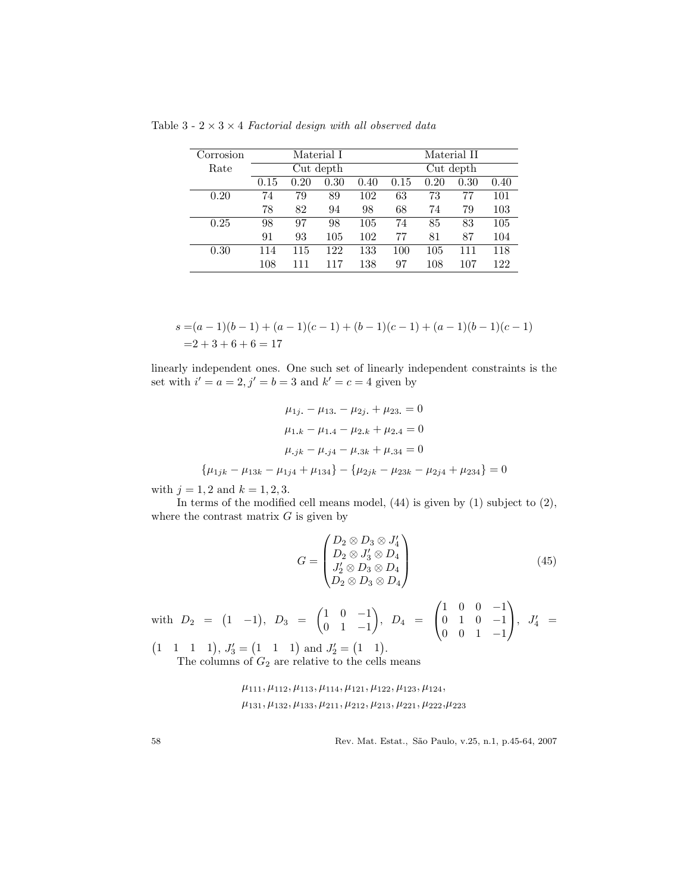Table 3 - $2 \times 3 \times 4$ *Factorial design with all observed data*

| Corrosion Rate | Material I | | | | Material II | | | |
|---|---|---|---|---|---|---|---|---|
| | Cut depth | | | | Cut depth | | | |
| | 0.15 | 0.20 | 0.30 | 0.40 | 0.15 | 0.20 | 0.30 | 0.40 |
| 0.20 | 74 | 79 | 89 | 102 | 63 | 73 | 77 | 101 |
| | 78 | 82 | 94 | 98 | 68 | 74 | 79 | 103 |
| 0.25 | 98 | 97 | 98 | 105 | 74 | 85 | 83 | 105 |
| | 91 | 93 | 105 | 102 | 77 | 81 | 87 | 104 |
| 0.30 | 114 | 115 | 122 | 133 | 100 | 105 | 111 | 118 |
| | 108 | 111 | 117 | 138 | 97 | 108 | 107 | 122 |

$$
\begin{aligned}
s =& (a-1)(b-1) + (a-1)(c-1) + (b-1)(c-1) + (a-1)(b-1)(c-1) \\
=& 2 + 3 + 6 + 6 = 17
\end{aligned}
$$

linearly independent ones. One such set of linearly independent constraints is the set with $i' = a = 2, j' = b = 3$ and $k' = c = 4$ given by

$$
\begin{gathered}
\mu_{1j.} - \mu_{13.} - \mu_{2j.} + \mu_{23.} = 0 \\
\mu_{1.k} - \mu_{1.4} - \mu_{2.k} + \mu_{2.4} = 0 \\
\mu_{.jk} - \mu_{.j4} - \mu_{.3k} + \mu_{.34} = 0 \\
\{\mu_{1jk} - \mu_{13k} - \mu_{1j4} + \mu_{134}\} - \{\mu_{2jk} - \mu_{23k} - \mu_{2j4} + \mu_{234}\} = 0
\end{gathered}
$$

with $j = 1, 2$ and $k = 1, 2, 3$.

In terms of the modified cell means model, (44) is given by (1) subject to (2), where the contrast matrix $G$ is given by

$$
G = \begin{pmatrix} D_2 \otimes D_3 \otimes J_4' \\ D_2 \otimes J_3' \otimes D_4 \\ J_2' \otimes D_3 \otimes D_4 \\ D_2 \otimes D_3 \otimes D_4 \end{pmatrix} \tag{45}
$$

with $D_2 = \begin{pmatrix} 1 & -1 \end{pmatrix}$, $D_3 = \begin{pmatrix} 1 & 0 & -1 \\ 0 & 1 & -1 \end{pmatrix}$, $D_4 = \begin{pmatrix} 1 & 0 & 0 & -1 \\ 0 & 1 & 0 & -1 \\ 0 & 0 & 1 & -1 \end{pmatrix}$, $J_4' = \begin{pmatrix} 1 & 1 & 1 & 1 \end{pmatrix}$, $J_3' = \begin{pmatrix} 1 & 1 & 1 \end{pmatrix}$ and $J_2' = \begin{pmatrix} 1 & 1 \end{pmatrix}$.

The columns of $G_2$ are relative to the cells means

$$
\begin{gathered}
\mu_{111}, \mu_{112}, \mu_{113}, \mu_{114}, \mu_{121}, \mu_{122}, \mu_{123}, \mu_{124}, \\
\mu_{131}, \mu_{132}, \mu_{133}, \mu_{211}, \mu_{212}, \mu_{213}, \mu_{221}, \mu_{222}, \mu_{223}
\end{gathered}
$$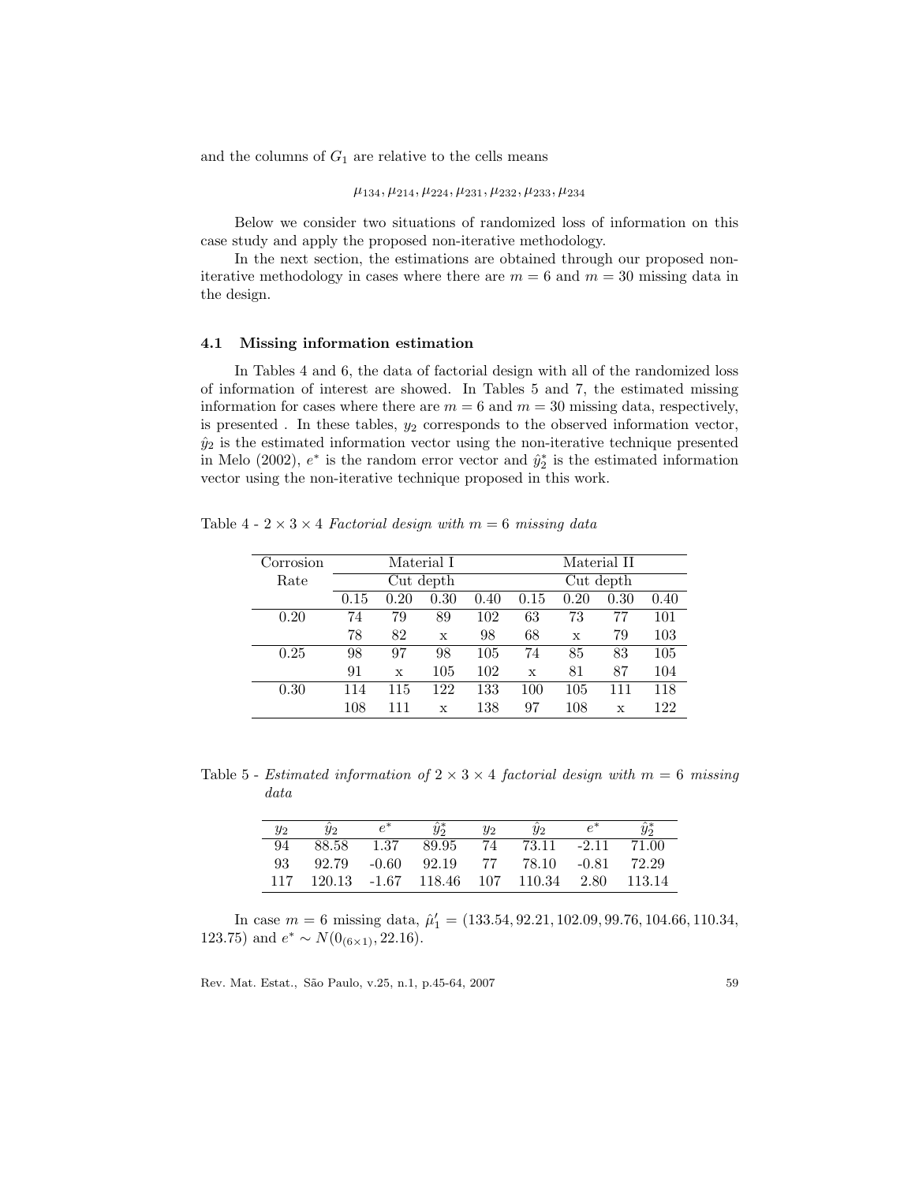and the columns of $G_1$ are relative to the cells means

$$\mu_{134}, \mu_{214}, \mu_{224}, \mu_{231}, \mu_{232}, \mu_{233}, \mu_{234}$$

Below we consider two situations of randomized loss of information on this case study and apply the proposed non-iterative methodology.

In the next section, the estimations are obtained through our proposed non-iterative methodology in cases where there are $m = 6$ and $m = 30$ missing data in the design.

### 4.1 Missing information estimation

In Tables 4 and 6, the data of factorial design with all of the randomized loss of information of interest are showed. In Tables 5 and 7, the estimated missing information for cases where there are $m = 6$ and $m = 30$ missing data, respectively, is presented . In these tables, $y_2$ corresponds to the observed information vector, $\hat{y}_2$ is the estimated information vector using the non-iterative technique presented in Melo (2002), $e^*$ is the random error vector and $\hat{y}_2^*$ is the estimated information vector using the non-iterative technique proposed in this work.

Table 4 - $2 \times 3 \times 4$ *Factorial design with* $m = 6$ *missing data*

| Corrosion | Material I | | | | Material II | | | |
|---|---|---|---|---|---|---|---|---|
| Rate | Cut depth | | | | Cut depth | | | |
| | 0.15 | 0.20 | 0.30 | 0.40 | 0.15 | 0.20 | 0.30 | 0.40 |
| 0.20 | 74 | 79 | 89 | 102 | 63 | 73 | 77 | 101 |
| | 78 | 82 | x | 98 | 68 | x | 79 | 103 |
| 0.25 | 98 | 97 | 98 | 105 | 74 | 85 | 83 | 105 |
| | 91 | x | 105 | 102 | x | 81 | 87 | 104 |
| 0.30 | 114 | 115 | 122 | 133 | 100 | 105 | 111 | 118 |
| | 108 | 111 | x | 138 | 97 | 108 | x | 122 |

Table 5 - *Estimated information of* $2 \times 3 \times 4$ *factorial design with* $m = 6$ *missing data*

| $y_2$ | $\hat{y}_2$ | $e^*$ | $\hat{y}_2^*$ | $y_2$ | $\hat{y}_2$ | $e^*$ | $\hat{y}_2^*$ |
|---|---|---|---|---|---|---|---|
| 94 | 88.58 | 1.37 | 89.95 | 74 | 73.11 | -2.11 | 71.00 |
| 93 | 92.79 | -0.60 | 92.19 | 77 | 78.10 | -0.81 | 72.29 |
| 117 | 120.13 | -1.67 | 118.46 | 107 | 110.34 | 2.80 | 113.14 |

In case $m = 6$ missing data, $\hat{\mu}_1' = (133.54, 92.21, 102.09, 99.76, 104.66, 110.34, 123.75)$ and $e^* \sim N(0_{(6\times1)}, 22.16)$.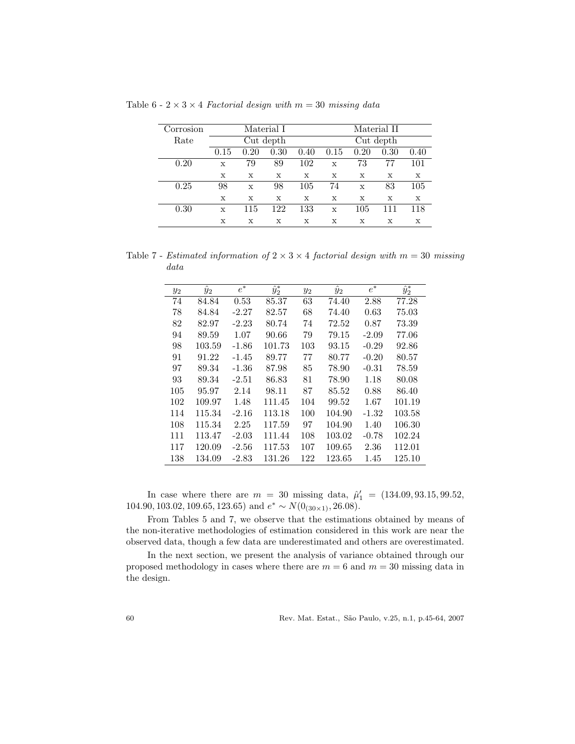Table 6 - $2 \times 3 \times 4$ *Factorial design with $m = 30$ missing data*

| Corrosion Rate | Material I | | | | Material II | | | |
|---|---|---|---|---|---|---|---|---|
| | Cut depth | | | | Cut depth | | | |
| | 0.15 | 0.20 | 0.30 | 0.40 | 0.15 | 0.20 | 0.30 | 0.40 |
| 0.20 | x | 79 | 89 | 102 | x | 73 | 77 | 101 |
| | x | x | x | x | x | x | x | x |
| 0.25 | 98 | x | 98 | 105 | 74 | x | 83 | 105 |
| | x | x | x | x | x | x | x | x |
| 0.30 | x | 115 | 122 | 133 | x | 105 | 111 | 118 |
| | x | x | x | x | x | x | x | x |

Table 7 - *Estimated information of $2 \times 3 \times 4$ factorial design with $m = 30$ missing data*

| $y_2$ | $\hat{y}_2$ | $e^*$ | $\hat{y}_2^*$ | $y_2$ | $\hat{y}_2$ | $e^*$ | $\hat{y}_2^*$ |
|---|---|---|---|---|---|---|---|
| 74 | 84.84 | 0.53 | 85.37 | 63 | 74.40 | 2.88 | 77.28 |
| 78 | 84.84 | -2.27 | 82.57 | 68 | 74.40 | 0.63 | 75.03 |
| 82 | 82.97 | -2.23 | 80.74 | 74 | 72.52 | 0.87 | 73.39 |
| 94 | 89.59 | 1.07 | 90.66 | 79 | 79.15 | -2.09 | 77.06 |
| 98 | 103.59 | -1.86 | 101.73 | 103 | 93.15 | -0.29 | 92.86 |
| 91 | 91.22 | -1.45 | 89.77 | 77 | 80.77 | -0.20 | 80.57 |
| 97 | 89.34 | -1.36 | 87.98 | 85 | 78.90 | -0.31 | 78.59 |
| 93 | 89.34 | -2.51 | 86.83 | 81 | 78.90 | 1.18 | 80.08 |
| 105 | 95.97 | 2.14 | 98.11 | 87 | 85.52 | 0.88 | 86.40 |
| 102 | 109.97 | 1.48 | 111.45 | 104 | 99.52 | 1.67 | 101.19 |
| 114 | 115.34 | -2.16 | 113.18 | 100 | 104.90 | -1.32 | 103.58 |
| 108 | 115.34 | 2.25 | 117.59 | 97 | 104.90 | 1.40 | 106.30 |
| 111 | 113.47 | -2.03 | 111.44 | 108 | 103.02 | -0.78 | 102.24 |
| 117 | 120.09 | -2.56 | 117.53 | 107 | 109.65 | 2.36 | 112.01 |
| 138 | 134.09 | -2.83 | 131.26 | 122 | 123.65 | 1.45 | 125.10 |

In case where there are $m = 30$ missing data, $\hat{\mu}_1' = (134.09, 93.15, 99.52, 104.90, 103.02, 109.65, 123.65)$ and $e^* \sim N(0_{(30\times1)}, 26.08)$.

From Tables 5 and 7, we observe that the estimations obtained by means of the non-iterative methodologies of estimation considered in this work are near the observed data, though a few data are underestimated and others are overestimated.

In the next section, we present the analysis of variance obtained through our proposed methodology in cases where there are $m = 6$ and $m = 30$ missing data in the design.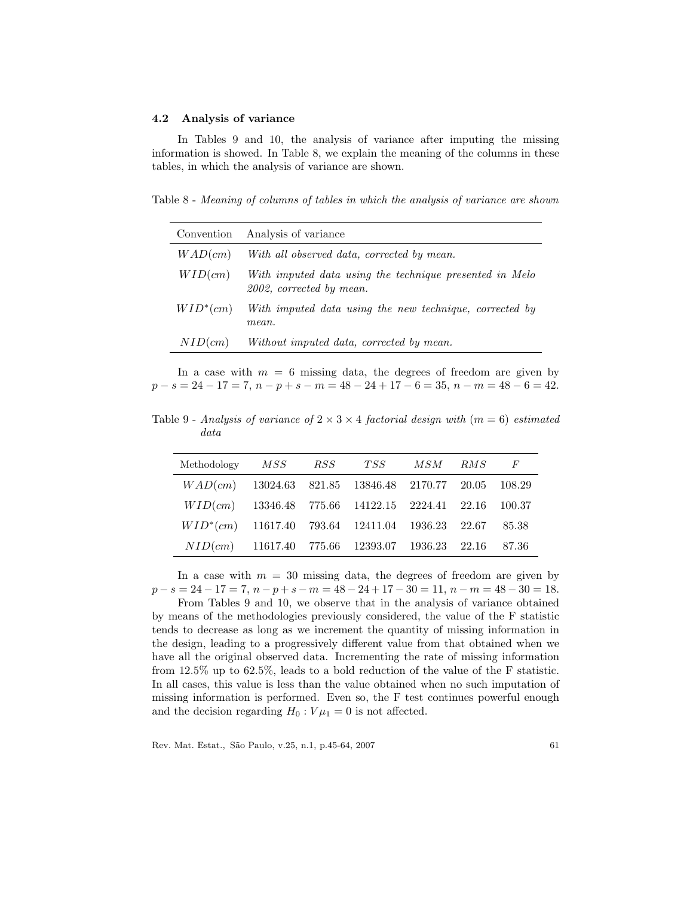### 4.2 Analysis of variance

In Tables 9 and 10, the analysis of variance after imputing the missing information is showed. In Table 8, we explain the meaning of the columns in these tables, in which the analysis of variance are shown.

Table 8 - *Meaning of columns of tables in which the analysis of variance are shown*

| Convention | Analysis of variance |
|---|---|
| $WAD(cm)$ | *With all observed data, corrected by mean.* |
| $WID(cm)$ | *With imputed data using the technique presented in Melo 2002, corrected by mean.* |
| $WID^{*}(cm)$ | *With imputed data using the new technique, corrected by mean.* |
| $NID(cm)$ | *Without imputed data, corrected by mean.* |

In a case with $m = 6$ missing data, the degrees of freedom are given by $p - s = 24 - 17 = 7$, $n - p + s - m = 48 - 24 + 17 - 6 = 35$, $n - m = 48 - 6 = 42$.

Table 9 - *Analysis of variance of $2 \times 3 \times 4$ factorial design with ($m = 6$) estimated data*

| Methodology | $MSS$ | $RSS$ | $TSS$ | $MSM$ | $RMS$ | $F$ |
|---|---|---|---|---|---|---|
| $WAD(cm)$ | 13024.63 | 821.85 | 13846.48 | 2170.77 | 20.05 | 108.29 |
| $WID(cm)$ | 13346.48 | 775.66 | 14122.15 | 2224.41 | 22.16 | 100.37 |
| $WID^{*}(cm)$ | 11617.40 | 793.64 | 12411.04 | 1936.23 | 22.67 | 85.38 |
| $NID(cm)$ | 11617.40 | 775.66 | 12393.07 | 1936.23 | 22.16 | 87.36 |

In a case with $m = 30$ missing data, the degrees of freedom are given by $p - s = 24 - 17 = 7$, $n - p + s - m = 48 - 24 + 17 - 30 = 11$, $n - m = 48 - 30 = 18$.

From Tables 9 and 10, we observe that in the analysis of variance obtained by means of the methodologies previously considered, the value of the F statistic tends to decrease as long as we increment the quantity of missing information in the design, leading to a progressively different value from that obtained when we have all the original observed data. Incrementing the rate of missing information from 12.5% up to 62.5%, leads to a bold reduction of the value of the F statistic. In all cases, this value is less than the value obtained when no such imputation of missing information is performed. Even so, the F test continues powerful enough and the decision regarding $H_0 : V\mu_1 = 0$ is not affected.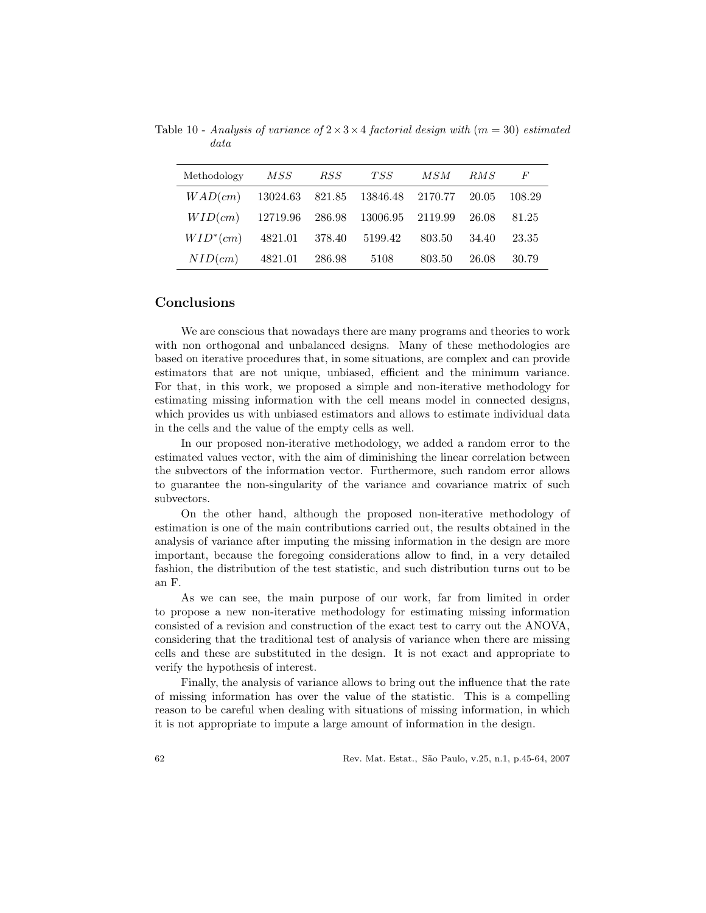Table 10 - *Analysis of variance of $2 \times 3 \times 4$ factorial design with $(m = 30)$ estimated data*

| Methodology | $MSS$ | $RSS$ | $TSS$ | $MSM$ | $RMS$ | $F$ |
|---|---|---|---|---|---|---|
| $WAD(cm)$ | 13024.63 | 821.85 | 13846.48 | 2170.77 | 20.05 | 108.29 |
| $WID(cm)$ | 12719.96 | 286.98 | 13006.95 | 2119.99 | 26.08 | 81.25 |
| $WID^{*}(cm)$ | 4821.01 | 378.40 | 5199.42 | 803.50 | 34.40 | 23.35 |
| $NID(cm)$ | 4821.01 | 286.98 | 5108 | 803.50 | 26.08 | 30.79 |

## Conclusions

We are conscious that nowadays there are many programs and theories to work with non orthogonal and unbalanced designs. Many of these methodologies are based on iterative procedures that, in some situations, are complex and can provide estimators that are not unique, unbiased, efficient and the minimum variance. For that, in this work, we proposed a simple and non-iterative methodology for estimating missing information with the cell means model in connected designs, which provides us with unbiased estimators and allows to estimate individual data in the cells and the value of the empty cells as well.

In our proposed non-iterative methodology, we added a random error to the estimated values vector, with the aim of diminishing the linear correlation between the subvectors of the information vector. Furthermore, such random error allows to guarantee the non-singularity of the variance and covariance matrix of such subvectors.

On the other hand, although the proposed non-iterative methodology of estimation is one of the main contributions carried out, the results obtained in the analysis of variance after imputing the missing information in the design are more important, because the foregoing considerations allow to find, in a very detailed fashion, the distribution of the test statistic, and such distribution turns out to be an F.

As we can see, the main purpose of our work, far from limited in order to propose a new non-iterative methodology for estimating missing information consisted of a revision and construction of the exact test to carry out the ANOVA, considering that the traditional test of analysis of variance when there are missing cells and these are substituted in the design. It is not exact and appropriate to verify the hypothesis of interest.

Finally, the analysis of variance allows to bring out the influence that the rate of missing information has over the value of the statistic. This is a compelling reason to be careful when dealing with situations of missing information, in which it is not appropriate to impute a large amount of information in the design.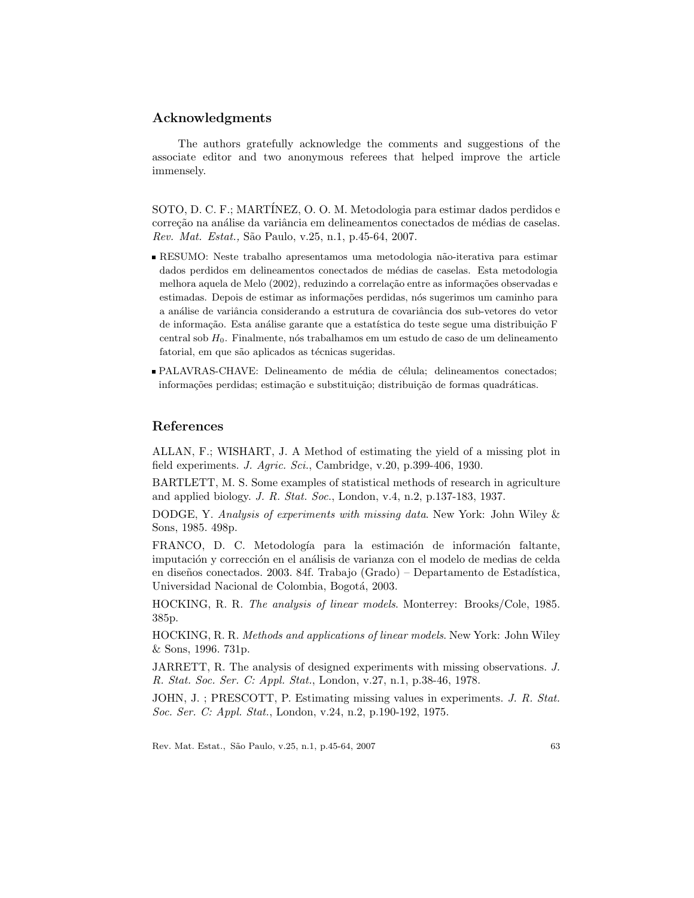## Acknowledgments

The authors gratefully acknowledge the comments and suggestions of the associate editor and two anonymous referees that helped improve the article immensely.

SOTO, D. C. F.; MARTÍNEZ, O. O. M. Metodologia para estimar dados perdidos e correção na análise da variância em delineamentos conectados de médias de caselas. *Rev. Mat. Estat.,* São Paulo, v.25, n.1, p.45-64, 2007.

- RESUMO: Neste trabalho apresentamos uma metodologia não-iterativa para estimar dados perdidos em delineamentos conectados de médias de caselas. Esta metodologia melhora aquela de Melo (2002), reduzindo a correlação entre as informações observadas e estimadas. Depois de estimar as informações perdidas, nós sugerimos um caminho para a análise de variância considerando a estrutura de covariância dos sub-vetores do vetor de informação. Esta análise garante que a estatística do teste segue uma distribuição F central sob $H_0$. Finalmente, nós trabalhamos em um estudo de caso de um delineamento fatorial, em que são aplicados as técnicas sugeridas.
- PALAVRAS-CHAVE: Delineamento de média de célula; delineamentos conectados; informações perdidas; estimação e substituição; distribuição de formas quadráticas.

## References

ALLAN, F.; WISHART, J. A Method of estimating the yield of a missing plot in field experiments. *J. Agric. Sci.*, Cambridge, v.20, p.399-406, 1930.

BARTLETT, M. S. Some examples of statistical methods of research in agriculture and applied biology. *J. R. Stat. Soc.*, London, v.4, n.2, p.137-183, 1937.

DODGE, Y. *Analysis of experiments with missing data*. New York: John Wiley & Sons, 1985. 498p.

FRANCO, D. C. Metodología para la estimación de información faltante, imputación y corrección en el análisis de varianza con el modelo de medias de celda en diseños conectados. 2003. 84f. Trabajo (Grado) – Departamento de Estadística, Universidad Nacional de Colombia, Bogotá, 2003.

HOCKING, R. R. *The analysis of linear models*. Monterrey: Brooks/Cole, 1985. 385p.

HOCKING, R. R. *Methods and applications of linear models*. New York: John Wiley & Sons, 1996. 731p.

JARRETT, R. The analysis of designed experiments with missing observations. *J. R. Stat. Soc. Ser. C: Appl. Stat.*, London, v.27, n.1, p.38-46, 1978.

JOHN, J. ; PRESCOTT, P. Estimating missing values in experiments. *J. R. Stat. Soc. Ser. C: Appl. Stat.*, London, v.24, n.2, p.190-192, 1975.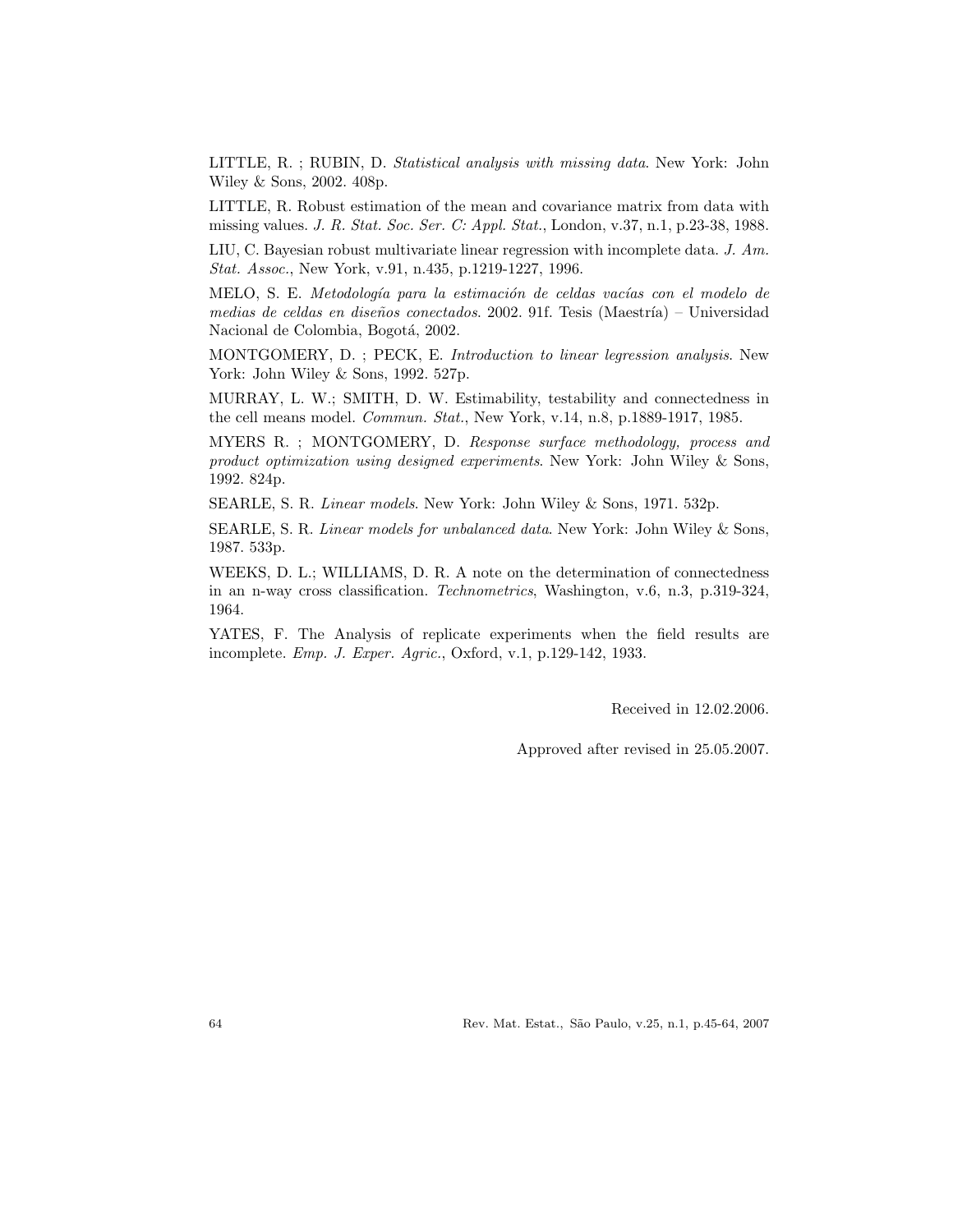LITTLE, R. ; RUBIN, D. *Statistical analysis with missing data*. New York: John Wiley & Sons, 2002. 408p.

LITTLE, R. Robust estimation of the mean and covariance matrix from data with missing values. *J. R. Stat. Soc. Ser. C: Appl. Stat.*, London, v.37, n.1, p.23-38, 1988.

LIU, C. Bayesian robust multivariate linear regression with incomplete data. *J. Am. Stat. Assoc.*, New York, v.91, n.435, p.1219-1227, 1996.

MELO, S. E. *Metodología para la estimación de celdas vacías con el modelo de medias de celdas en diseños conectados.* 2002. 91f. Tesis (Maestría) – Universidad Nacional de Colombia, Bogotá, 2002.

MONTGOMERY, D. ; PECK, E. *Introduction to linear legression analysis*. New York: John Wiley & Sons, 1992. 527p.

MURRAY, L. W.; SMITH, D. W. Estimability, testability and connectedness in the cell means model. *Commun. Stat.*, New York, v.14, n.8, p.1889-1917, 1985.

MYERS R. ; MONTGOMERY, D. *Response surface methodology, process and product optimization using designed experiments*. New York: John Wiley & Sons, 1992. 824p.

SEARLE, S. R. *Linear models*. New York: John Wiley & Sons, 1971. 532p.

SEARLE, S. R. *Linear models for unbalanced data*. New York: John Wiley & Sons, 1987. 533p.

WEEKS, D. L.; WILLIAMS, D. R. A note on the determination of connectedness in an n-way cross classification. *Technometrics*, Washington, v.6, n.3, p.319-324, 1964.

YATES, F. The Analysis of replicate experiments when the field results are incomplete. *Emp. J. Exper. Agric.*, Oxford, v.1, p.129-142, 1933.

Received in 12.02.2006.

Approved after revised in 25.05.2007.